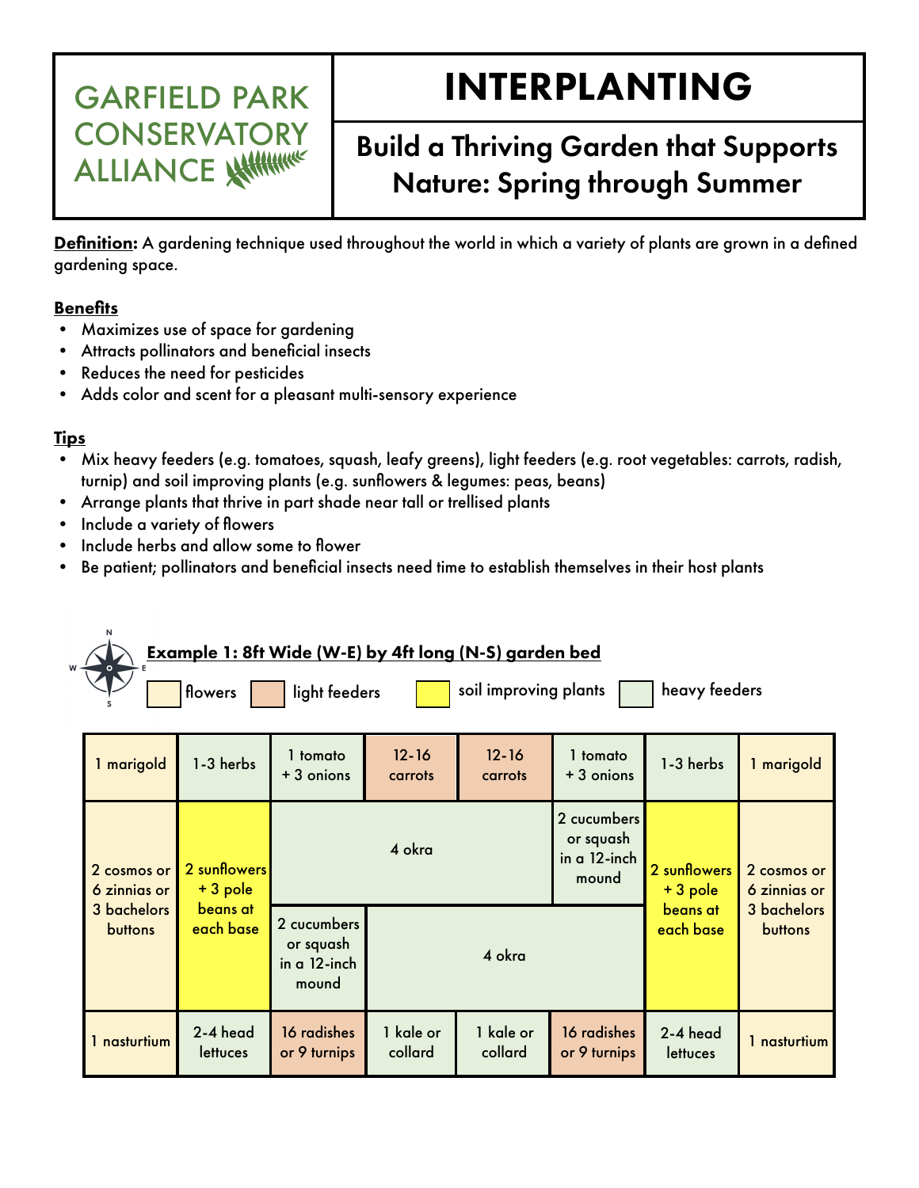# GARFIELD PARK CONSERVATORY ALLIANCE

# INTERPLANTING

## Build a Thriving Garden that Supports Nature: Spring through Summer

**Definition:** A gardening technique used throughout the world in which a variety of plants are grown in a defined gardening space.

**Benefits**

- Maximizes use of space for gardening
- Attracts pollinators and beneficial insects
- Reduces the need for pesticides
- Adds color and scent for a pleasant multi-sensory experience

**Tips**

- Mix heavy feeders (e.g. tomatoes, squash, leafy greens), light feeders (e.g. root vegetables: carrots, radish, turnip) and soil improving plants (e.g. sunflowers & legumes: peas, beans)
- Arrange plants that thrive in part shade near tall or trellised plants
- Include a variety of flowers
- Include herbs and allow some to flower
- Be patient; pollinators and beneficial insects need time to establish themselves in their host plants

### Example 1: 8ft Wide (W-E) by 4ft long (N-S) garden bed

Legend: flowers | light feeders | soil improving plants | heavy feeders

| | | | | | | | |
|---|---|---|---|---|---|---|---|
| 1 marigold | 1-3 herbs | 1 tomato + 3 onions | 12-16 carrots | 12-16 carrots | 1 tomato + 3 onions | 1-3 herbs | 1 marigold |
| 2 cosmos or 6 zinnias or 3 bachelors buttons | 2 sunflowers + 3 pole beans at each base | 4 okra | | | 2 cucumbers or squash in a 12-inch mound | 2 sunflowers + 3 pole beans at each base | 2 cosmos or 6 zinnias or 3 bachelors buttons |
| | | 2 cucumbers or squash in a 12-inch mound | 4 okra | | | | |
| 1 nasturtium | 2-4 head lettuces | 16 radishes or 9 turnips | 1 kale or collard | 1 kale or collard | 16 radishes or 9 turnips | 2-4 head lettuces | 1 nasturtium |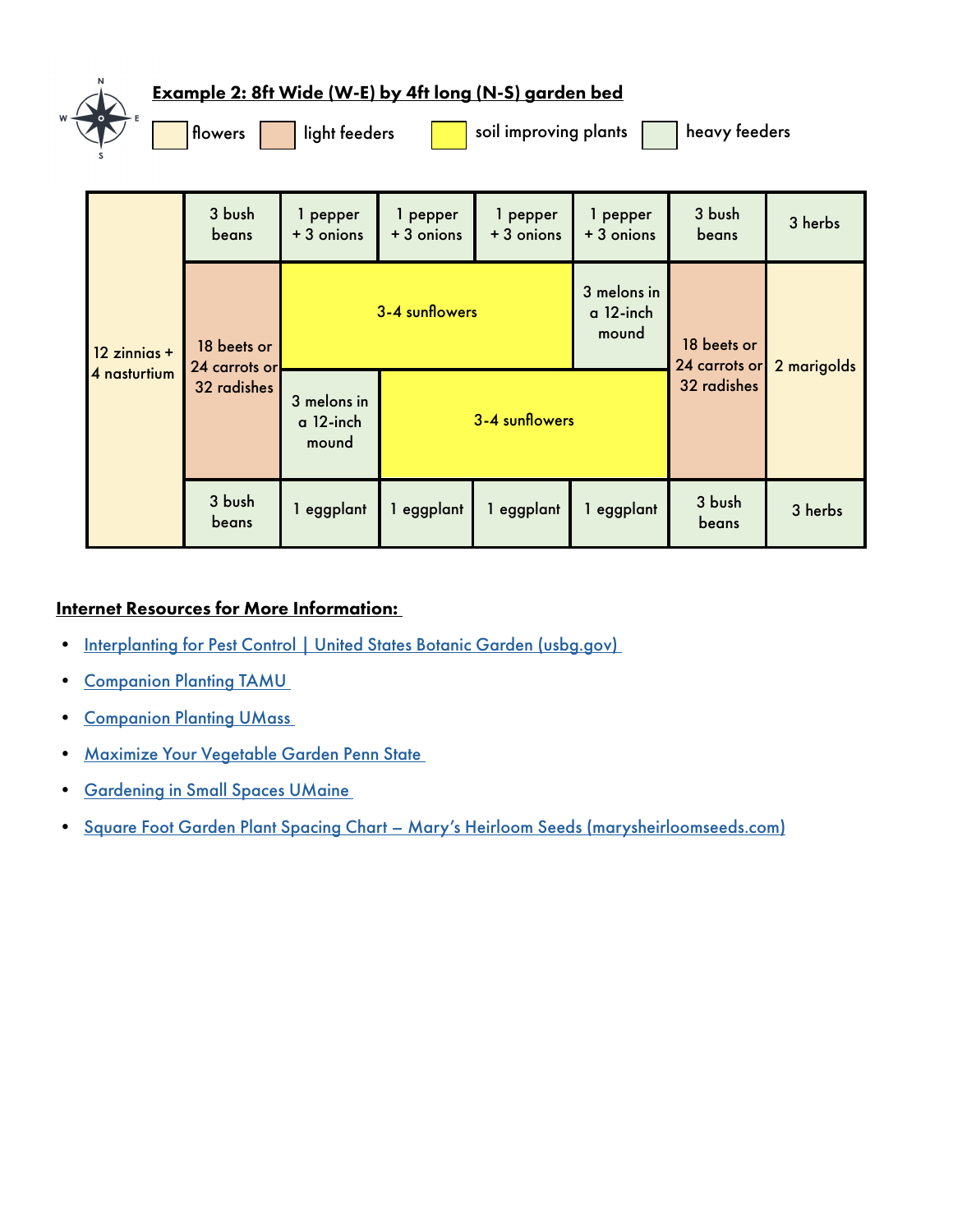## Example 2: 8ft Wide (W-E) by 4ft long (N-S) garden bed

flowers | light feeders | soil improving plants | heavy feeders

| | | | | | | | |
|---|---|---|---|---|---|---|---|
| 12 zinnias + 4 nasturtium | 3 bush beans | 1 pepper + 3 onions | 1 pepper + 3 onions | 1 pepper + 3 onions | 1 pepper + 3 onions | 3 bush beans | 3 herbs |
| | 18 beets or 24 carrots or 32 radishes | 3-4 sunflowers | | | 3 melons in a 12-inch mound | 18 beets or 24 carrots or 32 radishes | 2 marigolds |
| | | 3 melons in a 12-inch mound | 3-4 sunflowers | | | | |
| | 3 bush beans | 1 eggplant | 1 eggplant | 1 eggplant | 1 eggplant | 3 bush beans | 3 herbs |

**Internet Resources for More Information:**

- Interplanting for Pest Control | United States Botanic Garden (usbg.gov)
- Companion Planting TAMU
- Companion Planting UMass
- Maximize Your Vegetable Garden Penn State
- Gardening in Small Spaces UMaine
- Square Foot Garden Plant Spacing Chart – Mary's Heirloom Seeds (marysheirloomseeds.com)